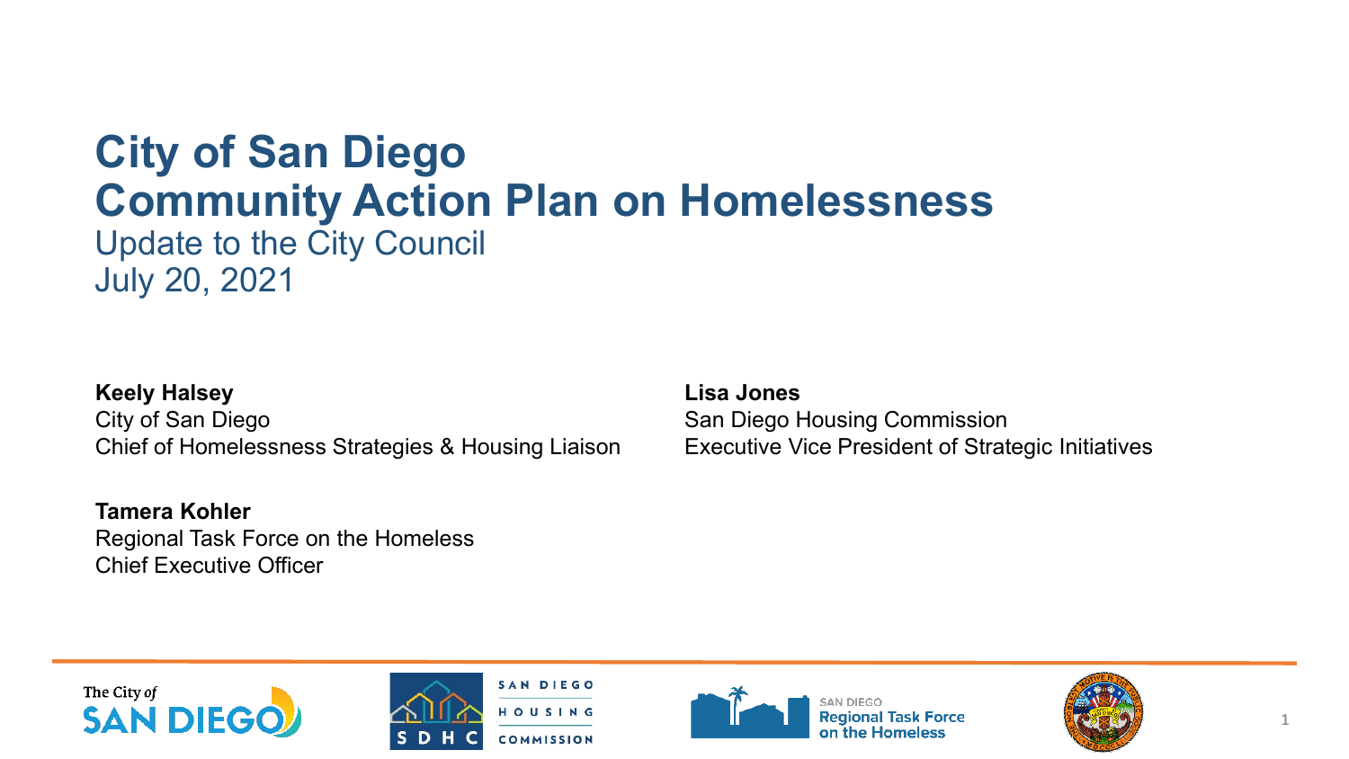# City of San Diego
# Community Action Plan on Homelessness

Update to the City Council
July 20, 2021

**Keely Halsey**
City of San Diego
Chief of Homelessness Strategies & Housing Liaison

**Lisa Jones**
San Diego Housing Commission
Executive Vice President of Strategic Initiatives

**Tamera Kohler**
Regional Task Force on the Homeless
Chief Executive Officer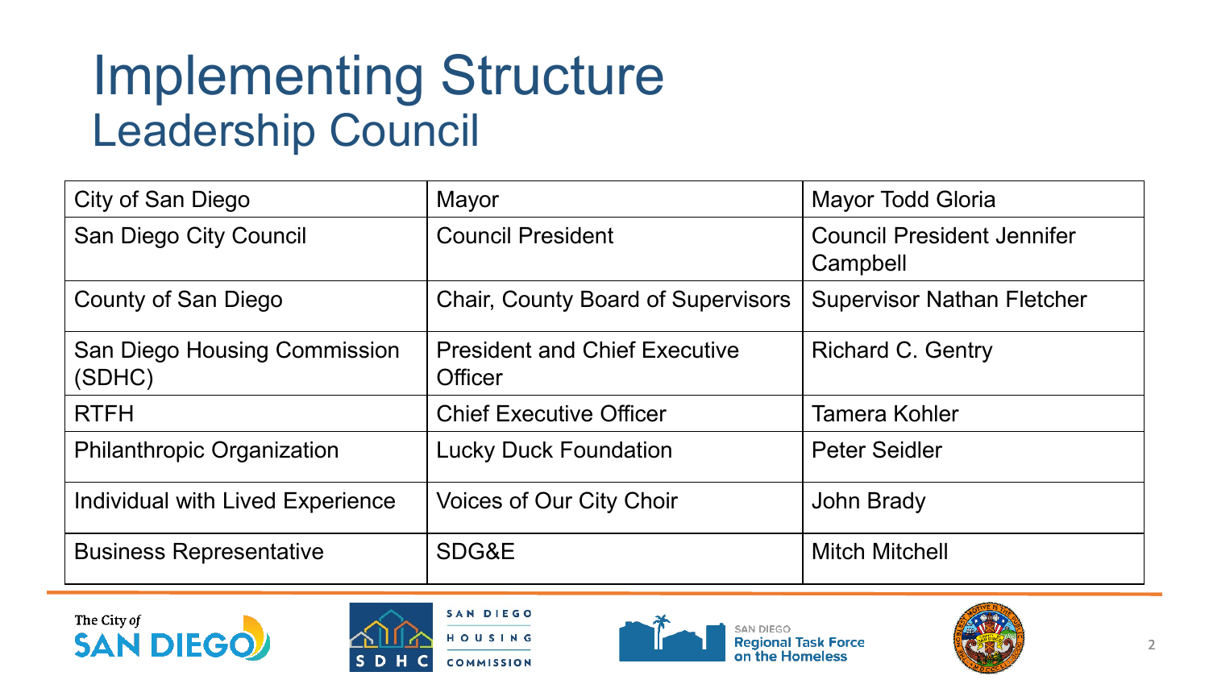# Implementing Structure

## Leadership Council

| | | |
|---|---|---|
| City of San Diego | Mayor | Mayor Todd Gloria |
| San Diego City Council | Council President | Council President Jennifer Campbell |
| County of San Diego | Chair, County Board of Supervisors | Supervisor Nathan Fletcher |
| San Diego Housing Commission (SDHC) | President and Chief Executive Officer | Richard C. Gentry |
| RTFH | Chief Executive Officer | Tamera Kohler |
| Philanthropic Organization | Lucky Duck Foundation | Peter Seidler |
| Individual with Lived Experience | Voices of Our City Choir | John Brady |
| Business Representative | SDG&E | Mitch Mitchell |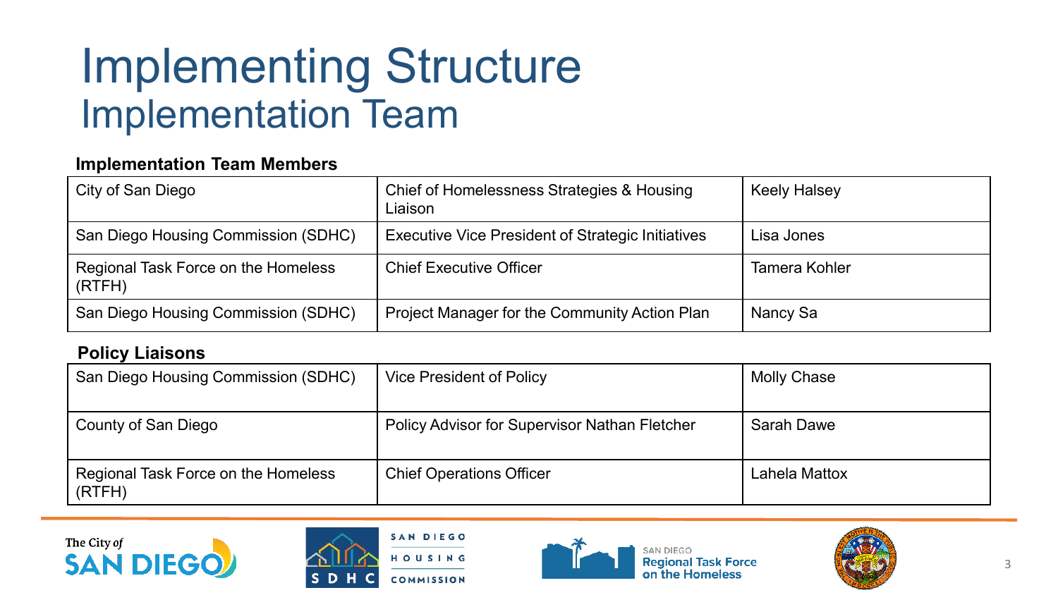# Implementing Structure

## Implementation Team

**Implementation Team Members**

| | | |
|---|---|---|
| City of San Diego | Chief of Homelessness Strategies & Housing Liaison | Keely Halsey |
| San Diego Housing Commission (SDHC) | Executive Vice President of Strategic Initiatives | Lisa Jones |
| Regional Task Force on the Homeless (RTFH) | Chief Executive Officer | Tamera Kohler |
| San Diego Housing Commission (SDHC) | Project Manager for the Community Action Plan | Nancy Sa |

**Policy Liaisons**

| | | |
|---|---|---|
| San Diego Housing Commission (SDHC) | Vice President of Policy | Molly Chase |
| County of San Diego | Policy Advisor for Supervisor Nathan Fletcher | Sarah Dawe |
| Regional Task Force on the Homeless (RTFH) | Chief Operations Officer | Lahela Mattox |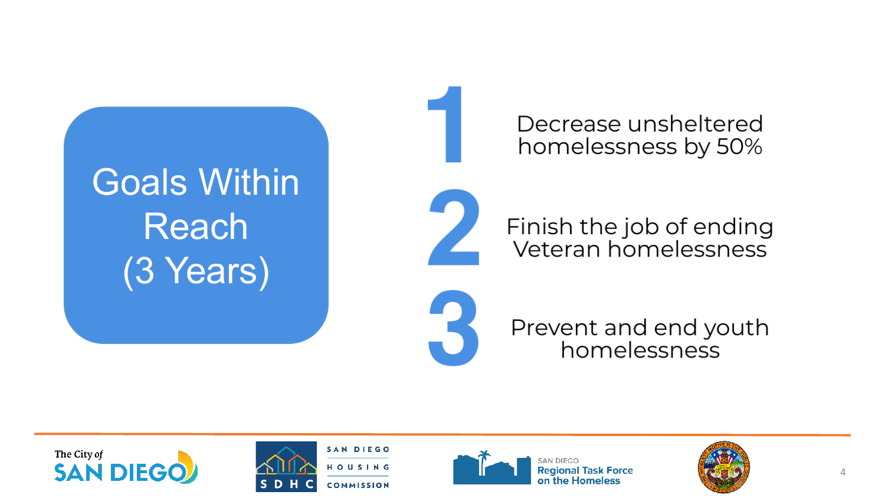# Goals Within Reach (3 Years)

1. Decrease unsheltered homelessness by 50%
2. Finish the job of ending Veteran homelessness
3. Prevent and end youth homelessness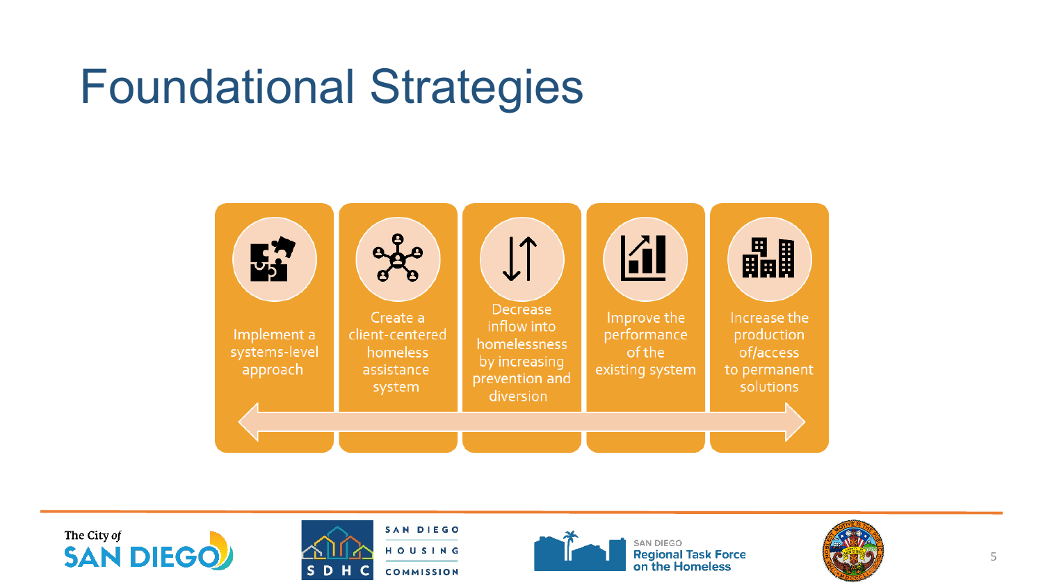# Foundational Strategies

- Implement a systems-level approach
- Create a client-centered homeless assistance system
- Decrease inflow into homelessness by increasing prevention and diversion
- Improve the performance of the existing system
- Increase the production of/access to permanent solutions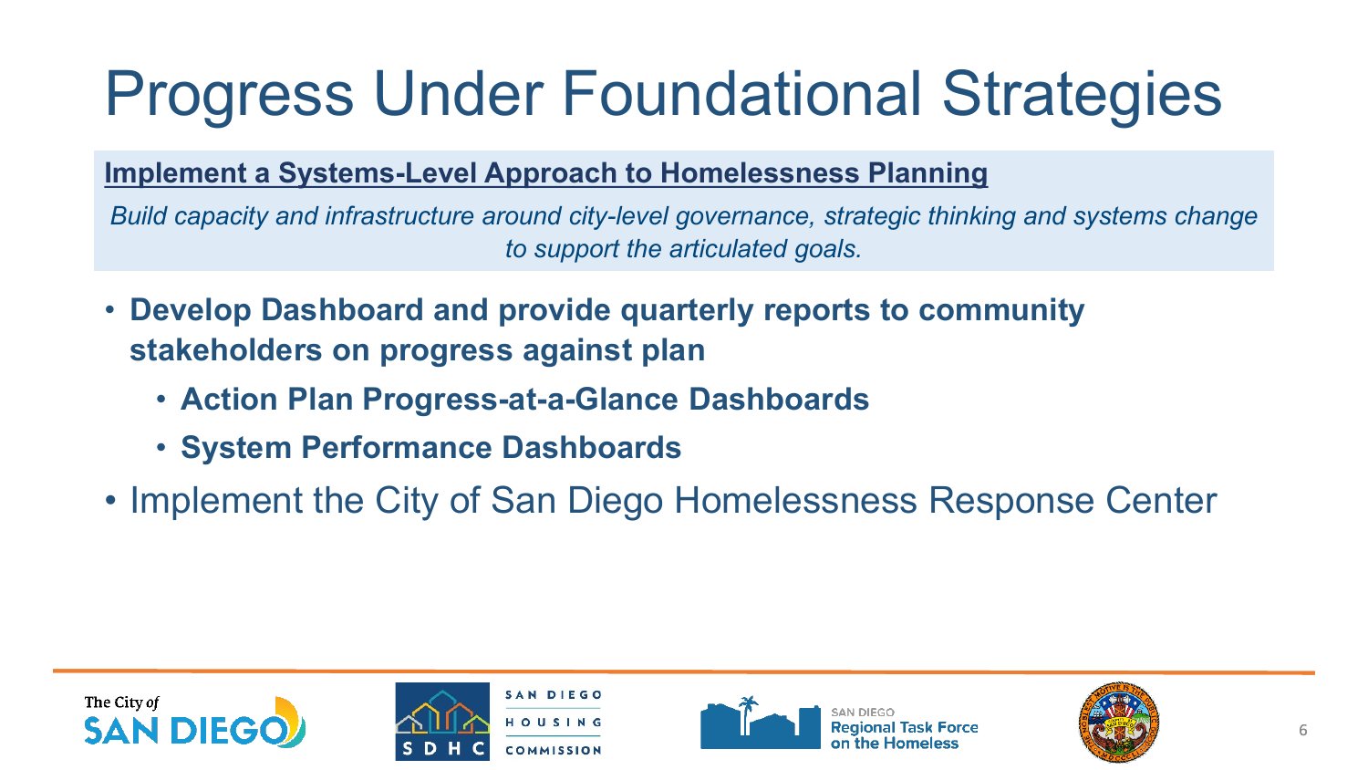# Progress Under Foundational Strategies

**Implement a Systems-Level Approach to Homelessness Planning**

*Build capacity and infrastructure around city-level governance, strategic thinking and systems change to support the articulated goals.*

- **Develop Dashboard and provide quarterly reports to community stakeholders on progress against plan**
  - **Action Plan Progress-at-a-Glance Dashboards**
  - **System Performance Dashboards**
- Implement the City of San Diego Homelessness Response Center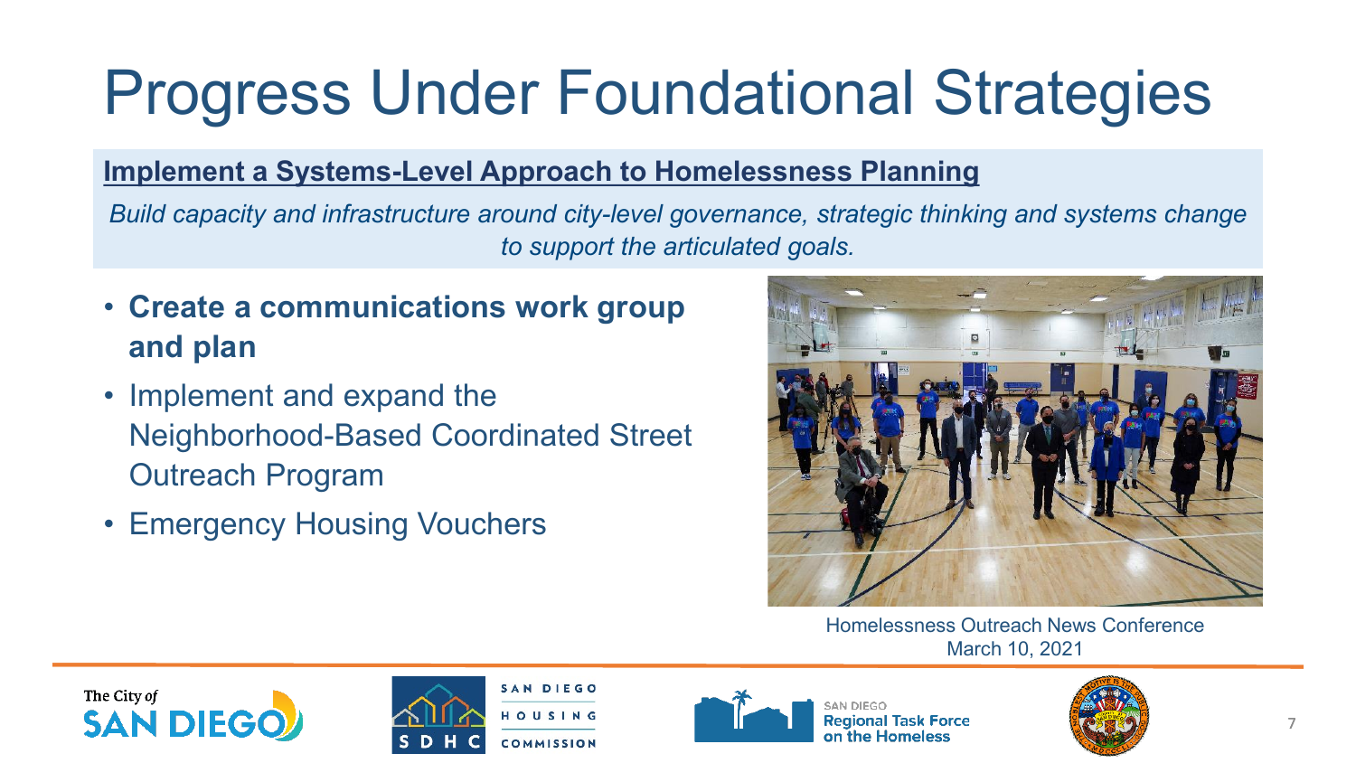# Progress Under Foundational Strategies

**Implement a Systems-Level Approach to Homelessness Planning**

*Build capacity and infrastructure around city-level governance, strategic thinking and systems change to support the articulated goals.*

- **Create a communications work group and plan**
- Implement and expand the Neighborhood-Based Coordinated Street Outreach Program
- Emergency Housing Vouchers

Homelessness Outreach News Conference
March 10, 2021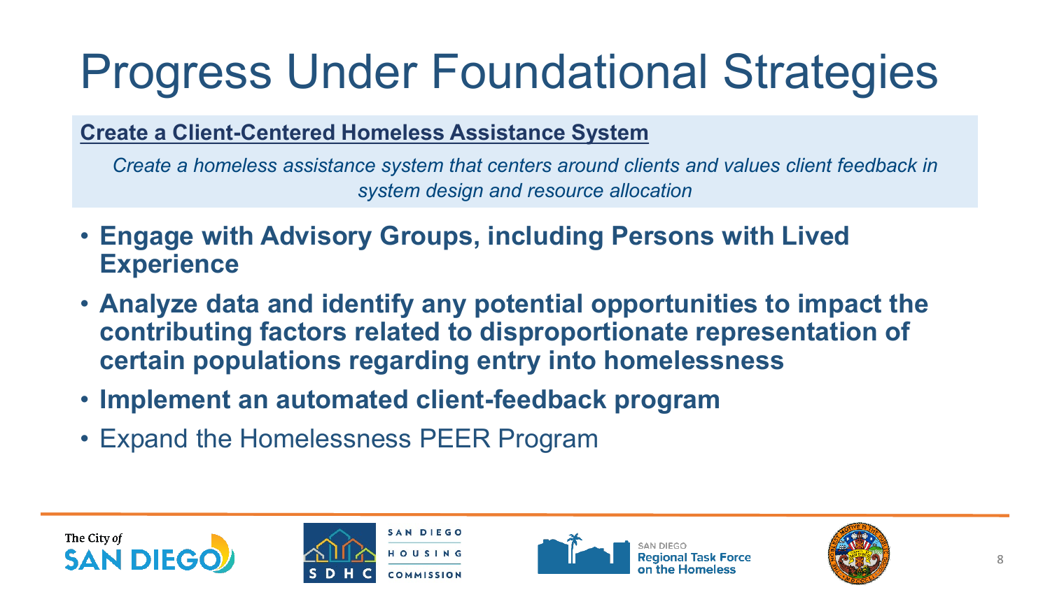# Progress Under Foundational Strategies

**Create a Client-Centered Homeless Assistance System**

*Create a homeless assistance system that centers around clients and values client feedback in system design and resource allocation*

- **Engage with Advisory Groups, including Persons with Lived Experience**
- **Analyze data and identify any potential opportunities to impact the contributing factors related to disproportionate representation of certain populations regarding entry into homelessness**
- **Implement an automated client-feedback program**
- Expand the Homelessness PEER Program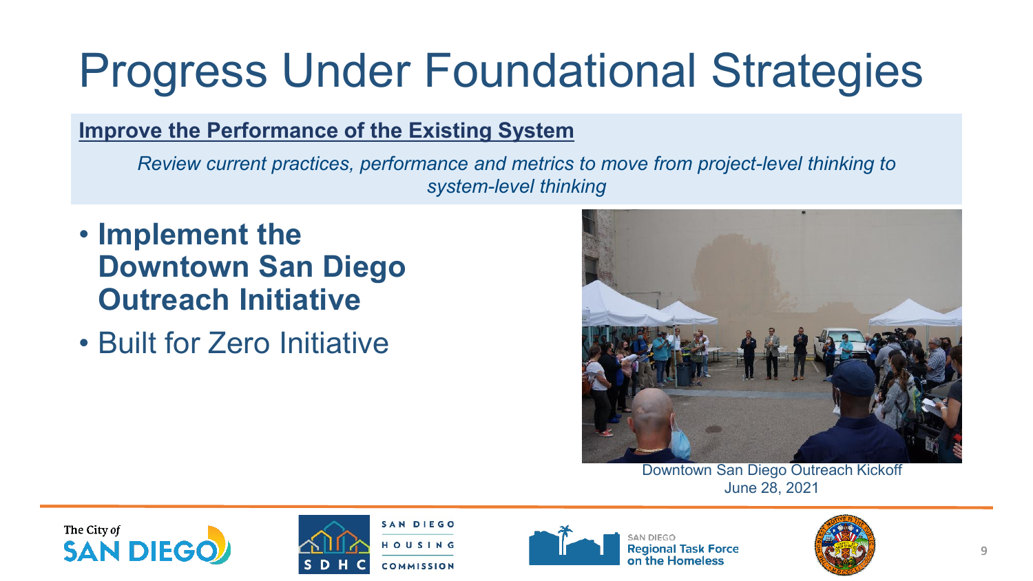# Progress Under Foundational Strategies

**Improve the Performance of the Existing System**

*Review current practices, performance and metrics to move from project-level thinking to system-level thinking*

- **Implement the Downtown San Diego Outreach Initiative**
- Built for Zero Initiative

Downtown San Diego Outreach Kickoff
June 28, 2021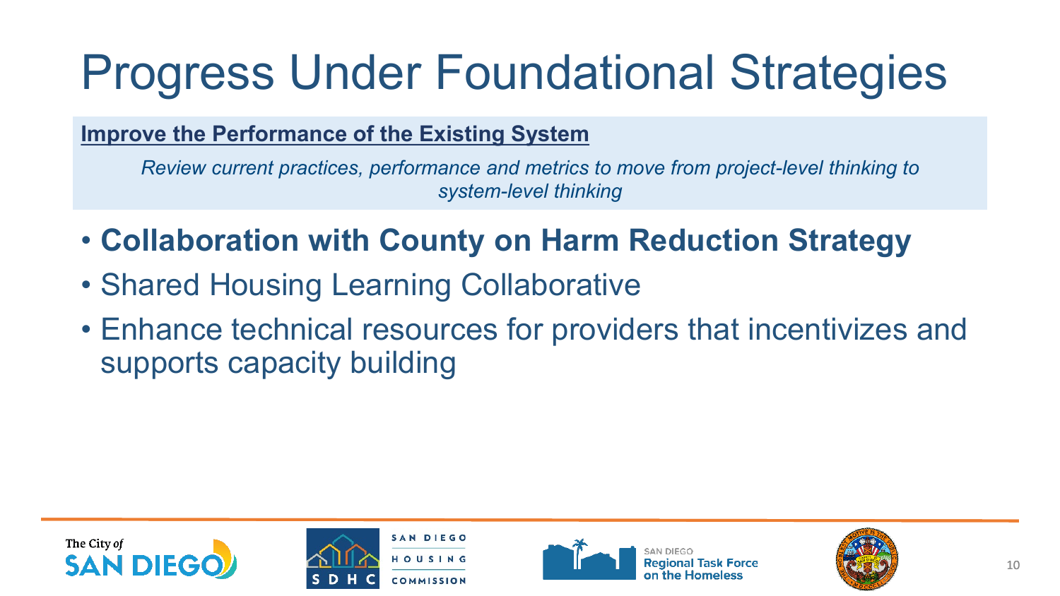# Progress Under Foundational Strategies

**Improve the Performance of the Existing System**

*Review current practices, performance and metrics to move from project-level thinking to system-level thinking*

- **Collaboration with County on Harm Reduction Strategy**
- Shared Housing Learning Collaborative
- Enhance technical resources for providers that incentivizes and supports capacity building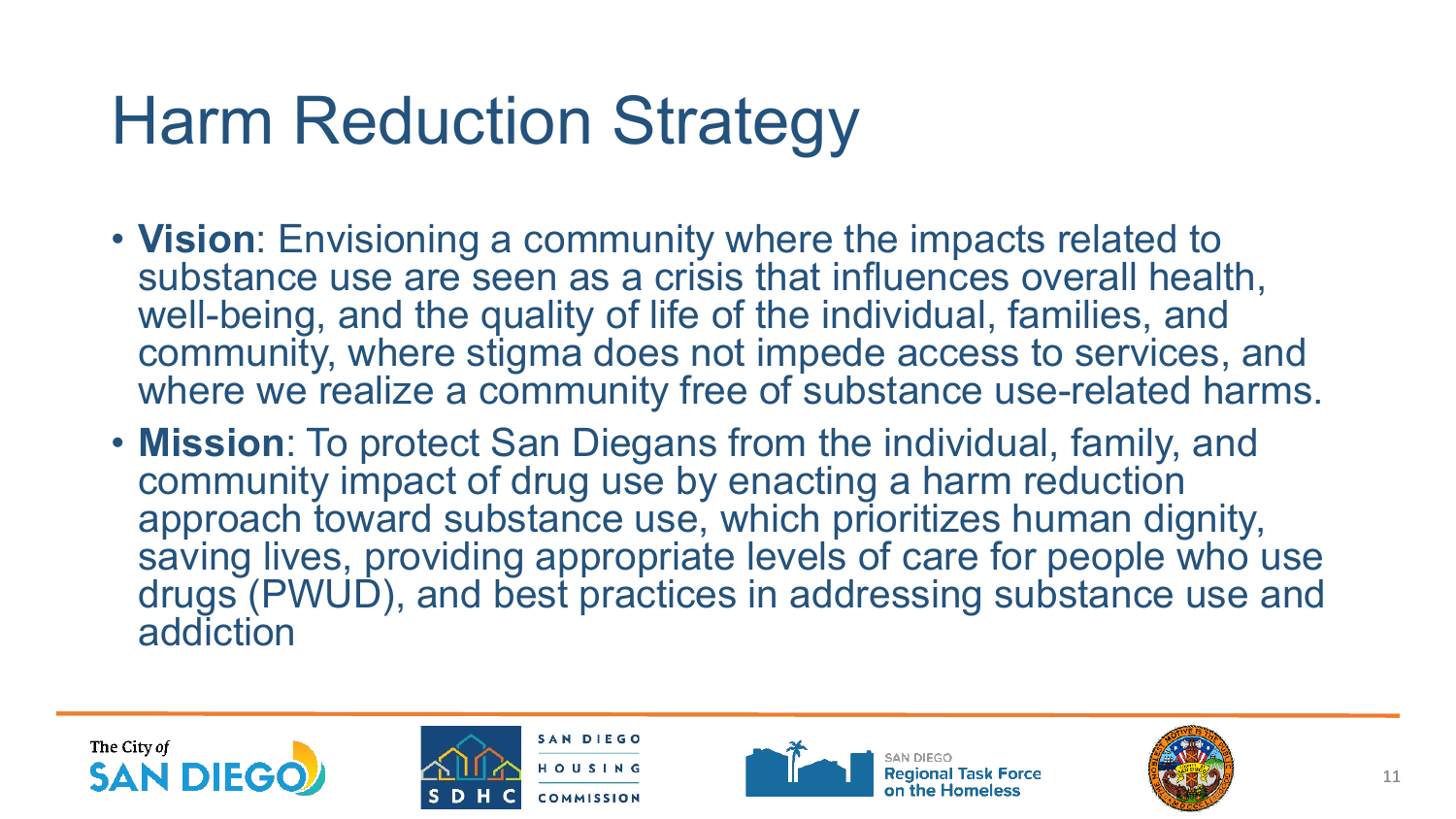# Harm Reduction Strategy

- **Vision**: Envisioning a community where the impacts related to substance use are seen as a crisis that influences overall health, well-being, and the quality of life of the individual, families, and community, where stigma does not impede access to services, and where we realize a community free of substance use-related harms.
- **Mission**: To protect San Diegans from the individual, family, and community impact of drug use by enacting a harm reduction approach toward substance use, which prioritizes human dignity, saving lives, providing appropriate levels of care for people who use drugs (PWUD), and best practices in addressing substance use and addiction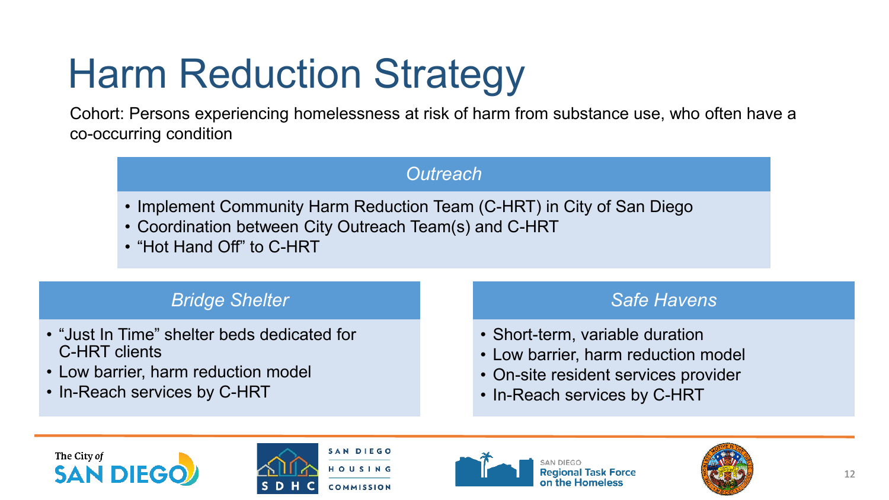# Harm Reduction Strategy

Cohort: Persons experiencing homelessness at risk of harm from substance use, who often have a co-occurring condition

### *Outreach*

- Implement Community Harm Reduction Team (C-HRT) in City of San Diego
- Coordination between City Outreach Team(s) and C-HRT
- "Hot Hand Off" to C-HRT

### *Bridge Shelter*

- "Just In Time" shelter beds dedicated for C-HRT clients
- Low barrier, harm reduction model
- In-Reach services by C-HRT

### *Safe Havens*

- Short-term, variable duration
- Low barrier, harm reduction model
- On-site resident services provider
- In-Reach services by C-HRT

The City of SAN DIEGO | SAN DIEGO HOUSING COMMISSION (SDHC) | SAN DIEGO Regional Task Force on the Homeless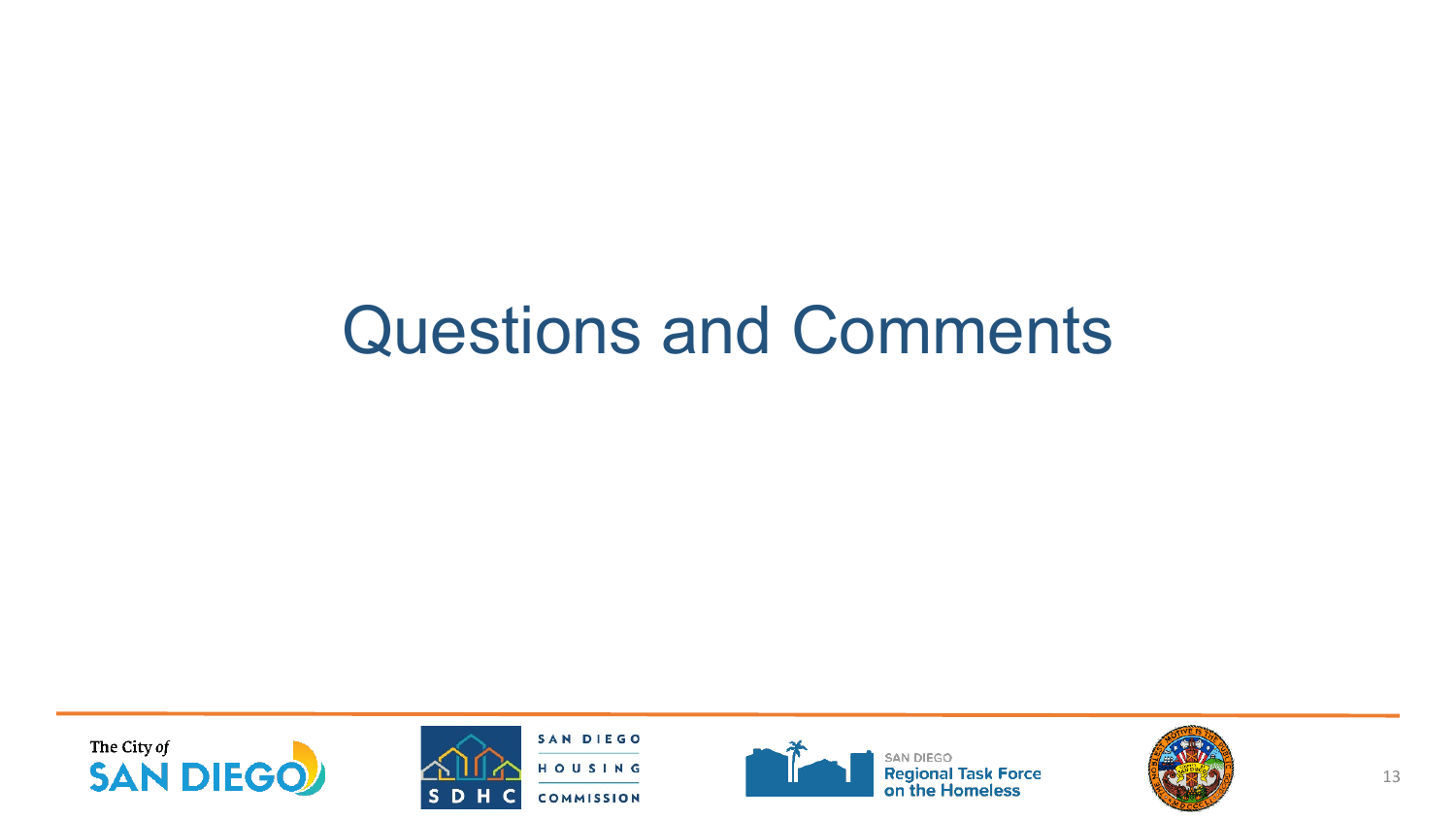# Questions and Comments